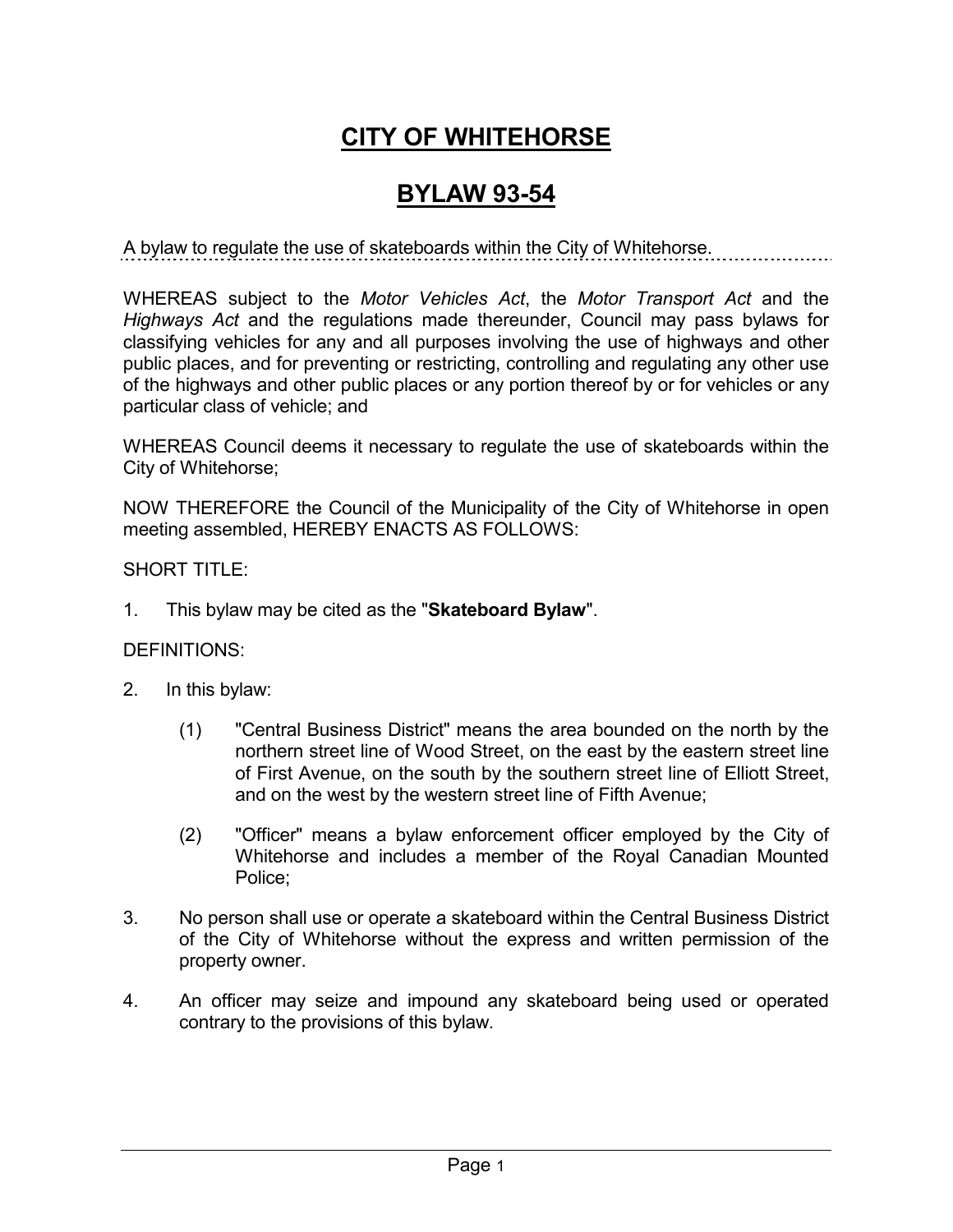# CITY OF WHITEHORSE

# BYLAW 93-54

A bylaw to regulate the use of skateboards within the City of Whitehorse.

WHEREAS subject to the *Motor Vehicles Act*, the *Motor Transport Act* and the *Highways Act* and the regulations made thereunder, Council may pass bylaws for classifying vehicles for any and all purposes involving the use of highways and other public places, and for preventing or restricting, controlling and regulating any other use of the highways and other public places or any portion thereof by or for vehicles or any particular class of vehicle; and

WHEREAS Council deems it necessary to regulate the use of skateboards within the City of Whitehorse;

NOW THEREFORE the Council of the Municipality of the City of Whitehorse in open meeting assembled, HEREBY ENACTS AS FOLLOWS:

SHORT TITLE:

1. This bylaw may be cited as the "**Skateboard Bylaw**".

DEFINITIONS:

2. In this bylaw:

   (1) "Central Business District" means the area bounded on the north by the northern street line of Wood Street, on the east by the eastern street line of First Avenue, on the south by the southern street line of Elliott Street, and on the west by the western street line of Fifth Avenue;

   (2) "Officer" means a bylaw enforcement officer employed by the City of Whitehorse and includes a member of the Royal Canadian Mounted Police;

3. No person shall use or operate a skateboard within the Central Business District of the City of Whitehorse without the express and written permission of the property owner.

4. An officer may seize and impound any skateboard being used or operated contrary to the provisions of this bylaw.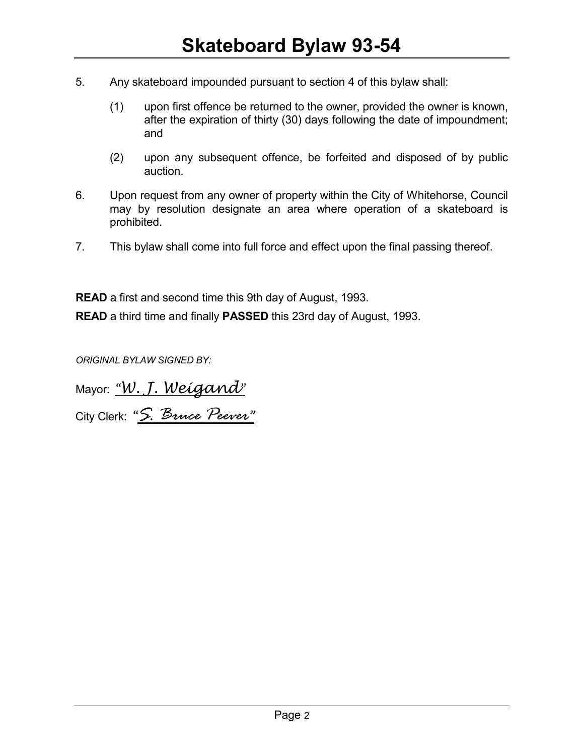5. Any skateboard impounded pursuant to section 4 of this bylaw shall:

   (1) upon first offence be returned to the owner, provided the owner is known, after the expiration of thirty (30) days following the date of impoundment; and

   (2) upon any subsequent offence, be forfeited and disposed of by public auction.

6. Upon request from any owner of property within the City of Whitehorse, Council may by resolution designate an area where operation of a skateboard is prohibited.

7. This bylaw shall come into full force and effect upon the final passing thereof.

**READ** a first and second time this 9th day of August, 1993.

**READ** a third time and finally **PASSED** this 23rd day of August, 1993.

*ORIGINAL BYLAW SIGNED BY:*

Mayor: *"W. J. Weigand"*

City Clerk: *"S. Bruce Peever"*